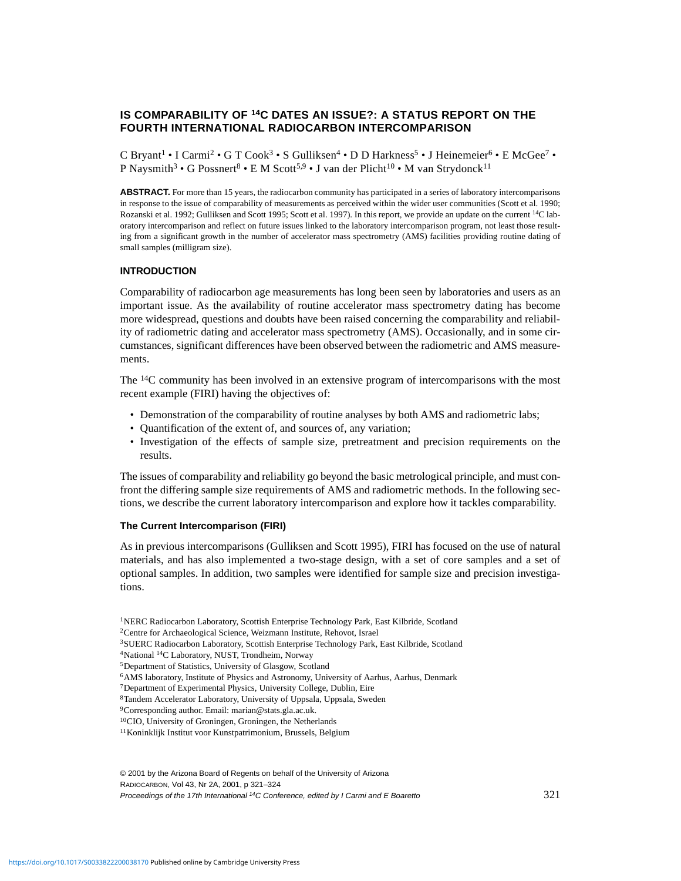# IS COMPARABILITY OF $^{14}C$ DATES AN ISSUE?: A STATUS REPORT ON THE FOURTH INTERNATIONAL RADIOCARBON INTERCOMPARISON

C Bryant[1] • I Carmi[2] • G T Cook[3] • S Gulliksen[4] • D D Harkness[5] • J Heinemeier[6] • E McGee[7] • P Naysmith[3] • G Possnert[8] • E M Scott[5,9] • J van der Plicht[10] • M van Strydonck[11]

**ABSTRACT.** For more than 15 years, the radiocarbon community has participated in a series of laboratory intercomparisons in response to the issue of comparability of measurements as perceived within the wider user communities (Scott et al. 1990; Rozanski et al. 1992; Gulliksen and Scott 1995; Scott et al. 1997). In this report, we provide an update on the current $^{14}C$ laboratory intercomparison and reflect on future issues linked to the laboratory intercomparison program, not least those resulting from a significant growth in the number of accelerator mass spectrometry (AMS) facilities providing routine dating of small samples (milligram size).

## INTRODUCTION

Comparability of radiocarbon age measurements has long been seen by laboratories and users as an important issue. As the availability of routine accelerator mass spectrometry dating has become more widespread, questions and doubts have been raised concerning the comparability and reliability of radiometric dating and accelerator mass spectrometry (AMS). Occasionally, and in some circumstances, significant differences have been observed between the radiometric and AMS measurements.

The $^{14}C$ community has been involved in an extensive program of intercomparisons with the most recent example (FIRI) having the objectives of:

- Demonstration of the comparability of routine analyses by both AMS and radiometric labs;
- Quantification of the extent of, and sources of, any variation;
- Investigation of the effects of sample size, pretreatment and precision requirements on the results.

The issues of comparability and reliability go beyond the basic metrological principle, and must confront the differing sample size requirements of AMS and radiometric methods. In the following sections, we describe the current laboratory intercomparison and explore how it tackles comparability.

### The Current Intercomparison (FIRI)

As in previous intercomparisons (Gulliksen and Scott 1995), FIRI has focused on the use of natural materials, and has also implemented a two-stage design, with a set of core samples and a set of optional samples. In addition, two samples were identified for sample size and precision investigations.

[1] NERC Radiocarbon Laboratory, Scottish Enterprise Technology Park, East Kilbride, Scotland
[2] Centre for Archaeological Science, Weizmann Institute, Rehovot, Israel
[3] SUERC Radiocarbon Laboratory, Scottish Enterprise Technology Park, East Kilbride, Scotland
[4] National $^{14}C$ Laboratory, NUST, Trondheim, Norway
[5] Department of Statistics, University of Glasgow, Scotland
[6] AMS laboratory, Institute of Physics and Astronomy, University of Aarhus, Aarhus, Denmark
[7] Department of Experimental Physics, University College, Dublin, Eire
[8] Tandem Accelerator Laboratory, University of Uppsala, Uppsala, Sweden
[9] Corresponding author. Email: marian@stats.gla.ac.uk.
[10] CIO, University of Groningen, Groningen, the Netherlands
[11] Koninklijk Institut voor Kunstpatrimonium, Brussels, Belgium

© 2001 by the Arizona Board of Regents on behalf of the University of Arizona
RADIOCARBON, Vol 43, Nr 2A, 2001, p 321–324
*Proceedings of the 17th International $^{14}C$ Conference, edited by I Carmi and E Boaretto*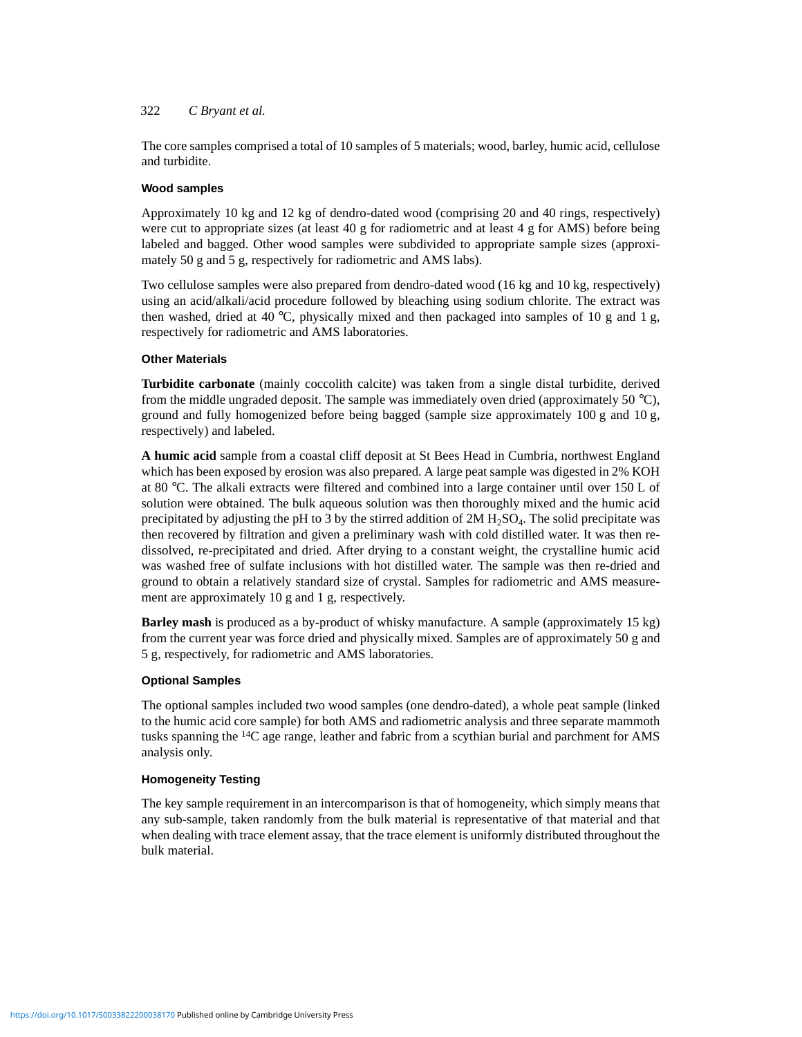The core samples comprised a total of 10 samples of 5 materials; wood, barley, humic acid, cellulose and turbidite.

### Wood samples

Approximately 10 kg and 12 kg of dendro-dated wood (comprising 20 and 40 rings, respectively) were cut to appropriate sizes (at least 40 g for radiometric and at least 4 g for AMS) before being labeled and bagged. Other wood samples were subdivided to appropriate sample sizes (approximately 50 g and 5 g, respectively for radiometric and AMS labs).

Two cellulose samples were also prepared from dendro-dated wood (16 kg and 10 kg, respectively) using an acid/alkali/acid procedure followed by bleaching using sodium chlorite. The extract was then washed, dried at 40 °C, physically mixed and then packaged into samples of 10 g and 1 g, respectively for radiometric and AMS laboratories.

### Other Materials

**Turbidite carbonate** (mainly coccolith calcite) was taken from a single distal turbidite, derived from the middle ungraded deposit. The sample was immediately oven dried (approximately 50 °C), ground and fully homogenized before being bagged (sample size approximately 100 g and 10 g, respectively) and labeled.

**A humic acid** sample from a coastal cliff deposit at St Bees Head in Cumbria, northwest England which has been exposed by erosion was also prepared. A large peat sample was digested in 2% KOH at 80 °C. The alkali extracts were filtered and combined into a large container until over 150 L of solution were obtained. The bulk aqueous solution was then thoroughly mixed and the humic acid precipitated by adjusting the pH to 3 by the stirred addition of 2M $H_2SO_4$. The solid precipitate was then recovered by filtration and given a preliminary wash with cold distilled water. It was then re-dissolved, re-precipitated and dried. After drying to a constant weight, the crystalline humic acid was washed free of sulfate inclusions with hot distilled water. The sample was then re-dried and ground to obtain a relatively standard size of crystal. Samples for radiometric and AMS measurement are approximately 10 g and 1 g, respectively.

**Barley mash** is produced as a by-product of whisky manufacture. A sample (approximately 15 kg) from the current year was force dried and physically mixed. Samples are of approximately 50 g and 5 g, respectively, for radiometric and AMS laboratories.

### Optional Samples

The optional samples included two wood samples (one dendro-dated), a whole peat sample (linked to the humic acid core sample) for both AMS and radiometric analysis and three separate mammoth tusks spanning the $^{14}C$ age range, leather and fabric from a scythian burial and parchment for AMS analysis only.

### Homogeneity Testing

The key sample requirement in an intercomparison is that of homogeneity, which simply means that any sub-sample, taken randomly from the bulk material is representative of that material and that when dealing with trace element assay, that the trace element is uniformly distributed throughout the bulk material.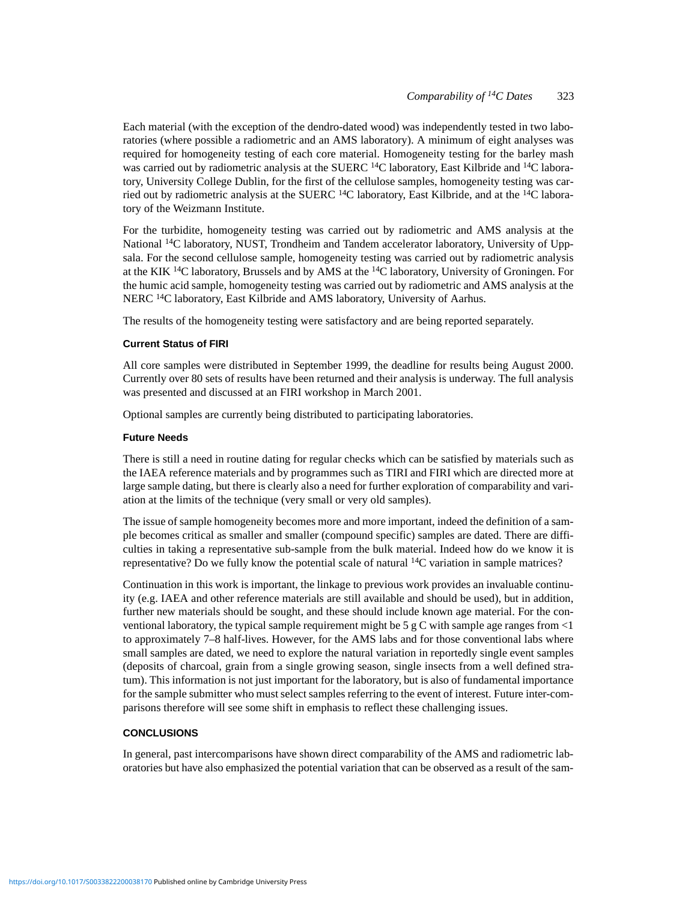Each material (with the exception of the dendro-dated wood) was independently tested in two laboratories (where possible a radiometric and an AMS laboratory). A minimum of eight analyses was required for homogeneity testing of each core material. Homogeneity testing for the barley mash was carried out by radiometric analysis at the SUERC $^{14}$C laboratory, East Kilbride and $^{14}$C laboratory, University College Dublin, for the first of the cellulose samples, homogeneity testing was carried out by radiometric analysis at the SUERC $^{14}$C laboratory, East Kilbride, and at the $^{14}$C laboratory of the Weizmann Institute.

For the turbidite, homogeneity testing was carried out by radiometric and AMS analysis at the National $^{14}$C laboratory, NUST, Trondheim and Tandem accelerator laboratory, University of Uppsala. For the second cellulose sample, homogeneity testing was carried out by radiometric analysis at the KIK $^{14}$C laboratory, Brussels and by AMS at the $^{14}$C laboratory, University of Groningen. For the humic acid sample, homogeneity testing was carried out by radiometric and AMS analysis at the NERC $^{14}$C laboratory, East Kilbride and AMS laboratory, University of Aarhus.

The results of the homogeneity testing were satisfactory and are being reported separately.

### Current Status of FIRI

All core samples were distributed in September 1999, the deadline for results being August 2000. Currently over 80 sets of results have been returned and their analysis is underway. The full analysis was presented and discussed at an FIRI workshop in March 2001.

Optional samples are currently being distributed to participating laboratories.

### Future Needs

There is still a need in routine dating for regular checks which can be satisfied by materials such as the IAEA reference materials and by programmes such as TIRI and FIRI which are directed more at large sample dating, but there is clearly also a need for further exploration of comparability and variation at the limits of the technique (very small or very old samples).

The issue of sample homogeneity becomes more and more important, indeed the definition of a sample becomes critical as smaller and smaller (compound specific) samples are dated. There are difficulties in taking a representative sub-sample from the bulk material. Indeed how do we know it is representative? Do we fully know the potential scale of natural $^{14}$C variation in sample matrices?

Continuation in this work is important, the linkage to previous work provides an invaluable continuity (e.g. IAEA and other reference materials are still available and should be used), but in addition, further new materials should be sought, and these should include known age material. For the conventional laboratory, the typical sample requirement might be 5 g C with sample age ranges from <1 to approximately 7–8 half-lives. However, for the AMS labs and for those conventional labs where small samples are dated, we need to explore the natural variation in reportedly single event samples (deposits of charcoal, grain from a single growing season, single insects from a well defined stratum). This information is not just important for the laboratory, but is also of fundamental importance for the sample submitter who must select samples referring to the event of interest. Future inter-comparisons therefore will see some shift in emphasis to reflect these challenging issues.

## CONCLUSIONS

In general, past intercomparisons have shown direct comparability of the AMS and radiometric laboratories but have also emphasized the potential variation that can be observed as a result of the sam-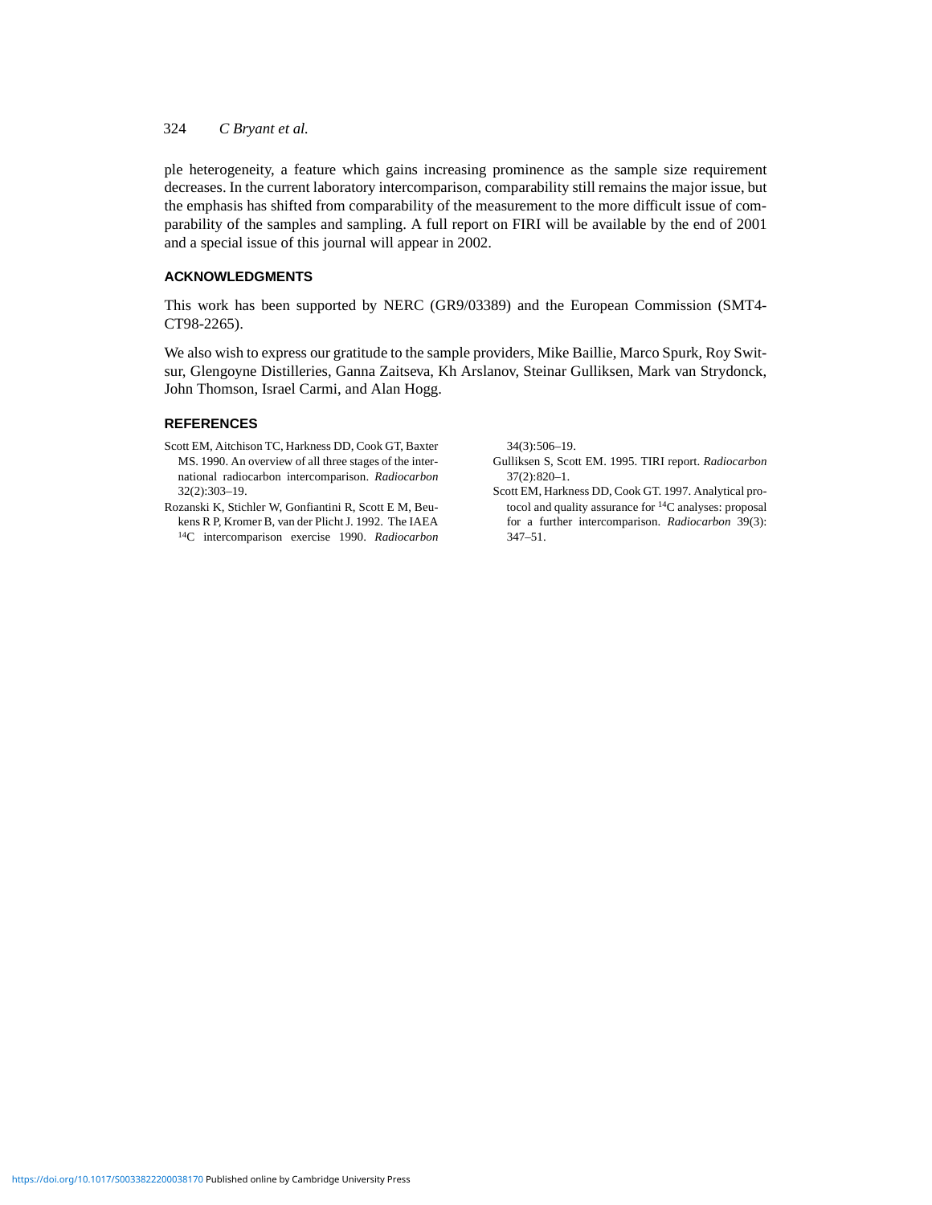ple heterogeneity, a feature which gains increasing prominence as the sample size requirement decreases. In the current laboratory intercomparison, comparability still remains the major issue, but the emphasis has shifted from comparability of the measurement to the more difficult issue of comparability of the samples and sampling. A full report on FIRI will be available by the end of 2001 and a special issue of this journal will appear in 2002.

## ACKNOWLEDGMENTS

This work has been supported by NERC (GR9/03389) and the European Commission (SMT4-CT98-2265).

We also wish to express our gratitude to the sample providers, Mike Baillie, Marco Spurk, Roy Switsur, Glengoyne Distilleries, Ganna Zaitseva, Kh Arslanov, Steinar Gulliksen, Mark van Strydonck, John Thomson, Israel Carmi, and Alan Hogg.

## REFERENCES

Scott EM, Aitchison TC, Harkness DD, Cook GT, Baxter MS. 1990. An overview of all three stages of the international radiocarbon intercomparison. *Radiocarbon* 32(2):303–19.

Rozanski K, Stichler W, Gonfiantini R, Scott E M, Beukens R P, Kromer B, van der Plicht J. 1992. The IAEA $^{14}$C intercomparison exercise 1990. *Radiocarbon* 34(3):506–19.

Gulliksen S, Scott EM. 1995. TIRI report. *Radiocarbon* 37(2):820–1.

Scott EM, Harkness DD, Cook GT. 1997. Analytical protocol and quality assurance for $^{14}$C analyses: proposal for a further intercomparison. *Radiocarbon* 39(3): 347–51.